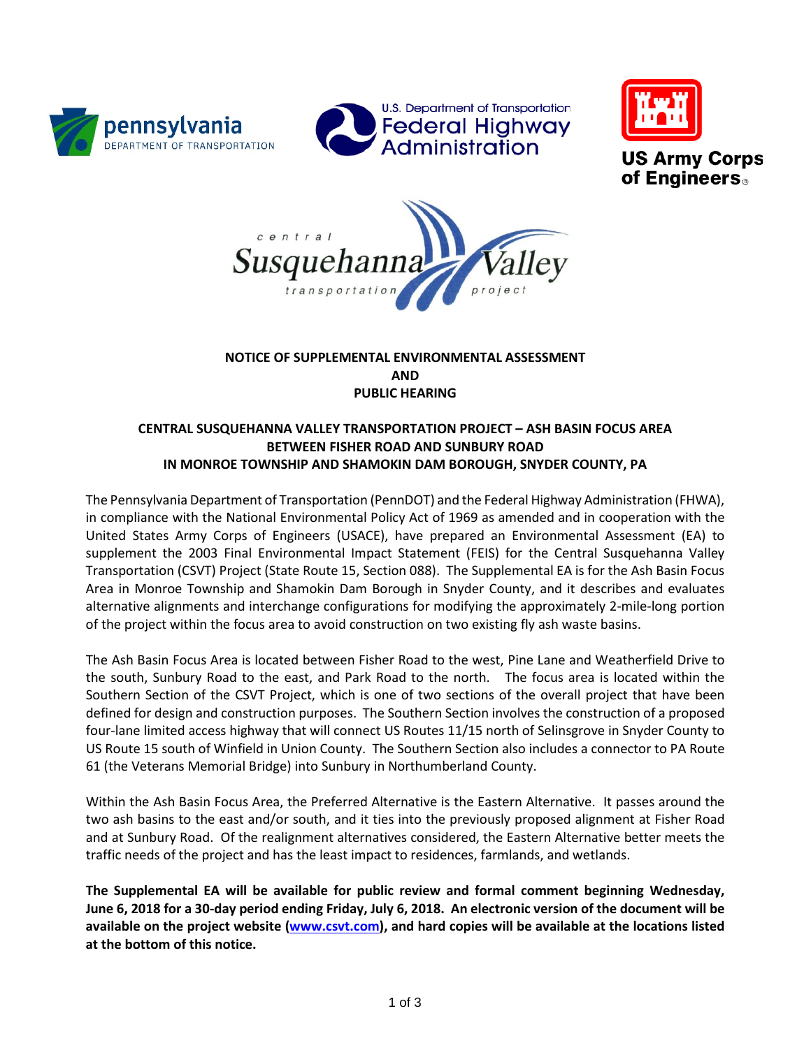**NOTICE OF SUPPLEMENTAL ENVIRONMENTAL ASSESSMENT**
**AND**
**PUBLIC HEARING**

**CENTRAL SUSQUEHANNA VALLEY TRANSPORTATION PROJECT – ASH BASIN FOCUS AREA**
**BETWEEN FISHER ROAD AND SUNBURY ROAD**
**IN MONROE TOWNSHIP AND SHAMOKIN DAM BOROUGH, SNYDER COUNTY, PA**

The Pennsylvania Department of Transportation (PennDOT) and the Federal Highway Administration (FHWA), in compliance with the National Environmental Policy Act of 1969 as amended and in cooperation with the United States Army Corps of Engineers (USACE), have prepared an Environmental Assessment (EA) to supplement the 2003 Final Environmental Impact Statement (FEIS) for the Central Susquehanna Valley Transportation (CSVT) Project (State Route 15, Section 088). The Supplemental EA is for the Ash Basin Focus Area in Monroe Township and Shamokin Dam Borough in Snyder County, and it describes and evaluates alternative alignments and interchange configurations for modifying the approximately 2-mile-long portion of the project within the focus area to avoid construction on two existing fly ash waste basins.

The Ash Basin Focus Area is located between Fisher Road to the west, Pine Lane and Weatherfield Drive to the south, Sunbury Road to the east, and Park Road to the north. The focus area is located within the Southern Section of the CSVT Project, which is one of two sections of the overall project that have been defined for design and construction purposes. The Southern Section involves the construction of a proposed four-lane limited access highway that will connect US Routes 11/15 north of Selinsgrove in Snyder County to US Route 15 south of Winfield in Union County. The Southern Section also includes a connector to PA Route 61 (the Veterans Memorial Bridge) into Sunbury in Northumberland County.

Within the Ash Basin Focus Area, the Preferred Alternative is the Eastern Alternative. It passes around the two ash basins to the east and/or south, and it ties into the previously proposed alignment at Fisher Road and at Sunbury Road. Of the realignment alternatives considered, the Eastern Alternative better meets the traffic needs of the project and has the least impact to residences, farmlands, and wetlands.

**The Supplemental EA will be available for public review and formal comment beginning Wednesday, June 6, 2018 for a 30-day period ending Friday, July 6, 2018. An electronic version of the document will be available on the project website ([www.csvt.com](http://www.csvt.com)), and hard copies will be available at the locations listed at the bottom of this notice.**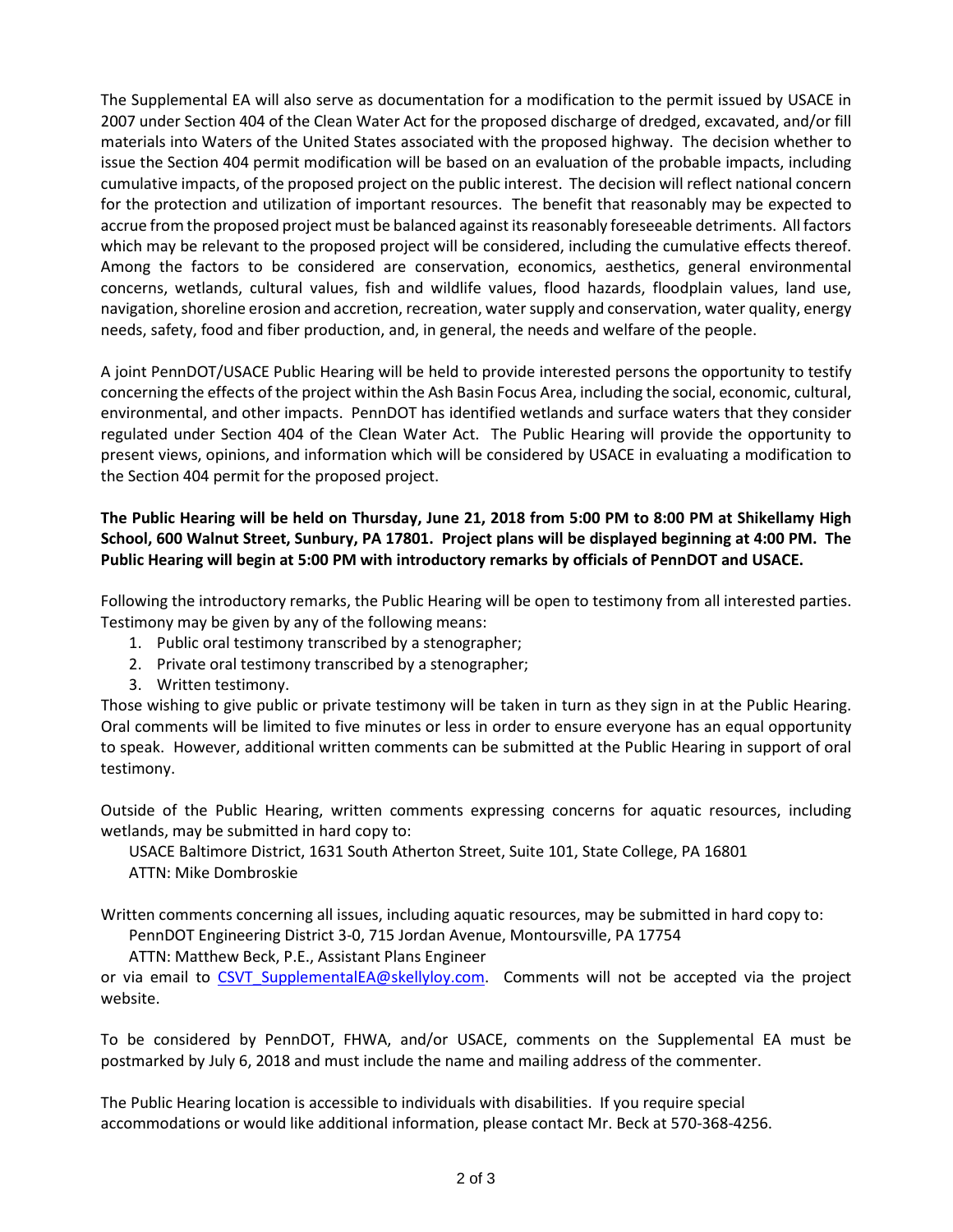The Supplemental EA will also serve as documentation for a modification to the permit issued by USACE in 2007 under Section 404 of the Clean Water Act for the proposed discharge of dredged, excavated, and/or fill materials into Waters of the United States associated with the proposed highway. The decision whether to issue the Section 404 permit modification will be based on an evaluation of the probable impacts, including cumulative impacts, of the proposed project on the public interest. The decision will reflect national concern for the protection and utilization of important resources. The benefit that reasonably may be expected to accrue from the proposed project must be balanced against its reasonably foreseeable detriments. All factors which may be relevant to the proposed project will be considered, including the cumulative effects thereof. Among the factors to be considered are conservation, economics, aesthetics, general environmental concerns, wetlands, cultural values, fish and wildlife values, flood hazards, floodplain values, land use, navigation, shoreline erosion and accretion, recreation, water supply and conservation, water quality, energy needs, safety, food and fiber production, and, in general, the needs and welfare of the people.

A joint PennDOT/USACE Public Hearing will be held to provide interested persons the opportunity to testify concerning the effects of the project within the Ash Basin Focus Area, including the social, economic, cultural, environmental, and other impacts. PennDOT has identified wetlands and surface waters that they consider regulated under Section 404 of the Clean Water Act. The Public Hearing will provide the opportunity to present views, opinions, and information which will be considered by USACE in evaluating a modification to the Section 404 permit for the proposed project.

**The Public Hearing will be held on Thursday, June 21, 2018 from 5:00 PM to 8:00 PM at Shikellamy High School, 600 Walnut Street, Sunbury, PA 17801. Project plans will be displayed beginning at 4:00 PM. The Public Hearing will begin at 5:00 PM with introductory remarks by officials of PennDOT and USACE.**

Following the introductory remarks, the Public Hearing will be open to testimony from all interested parties. Testimony may be given by any of the following means:

1. Public oral testimony transcribed by a stenographer;
2. Private oral testimony transcribed by a stenographer;
3. Written testimony.

Those wishing to give public or private testimony will be taken in turn as they sign in at the Public Hearing. Oral comments will be limited to five minutes or less in order to ensure everyone has an equal opportunity to speak. However, additional written comments can be submitted at the Public Hearing in support of oral testimony.

Outside of the Public Hearing, written comments expressing concerns for aquatic resources, including wetlands, may be submitted in hard copy to:

USACE Baltimore District, 1631 South Atherton Street, Suite 101, State College, PA 16801
ATTN: Mike Dombroskie

Written comments concerning all issues, including aquatic resources, may be submitted in hard copy to:

PennDOT Engineering District 3-0, 715 Jordan Avenue, Montoursville, PA 17754
ATTN: Matthew Beck, P.E., Assistant Plans Engineer

or via email to CSVT_SupplementalEA@skellyloy.com. Comments will not be accepted via the project website.

To be considered by PennDOT, FHWA, and/or USACE, comments on the Supplemental EA must be postmarked by July 6, 2018 and must include the name and mailing address of the commenter.

The Public Hearing location is accessible to individuals with disabilities. If you require special accommodations or would like additional information, please contact Mr. Beck at 570-368-4256.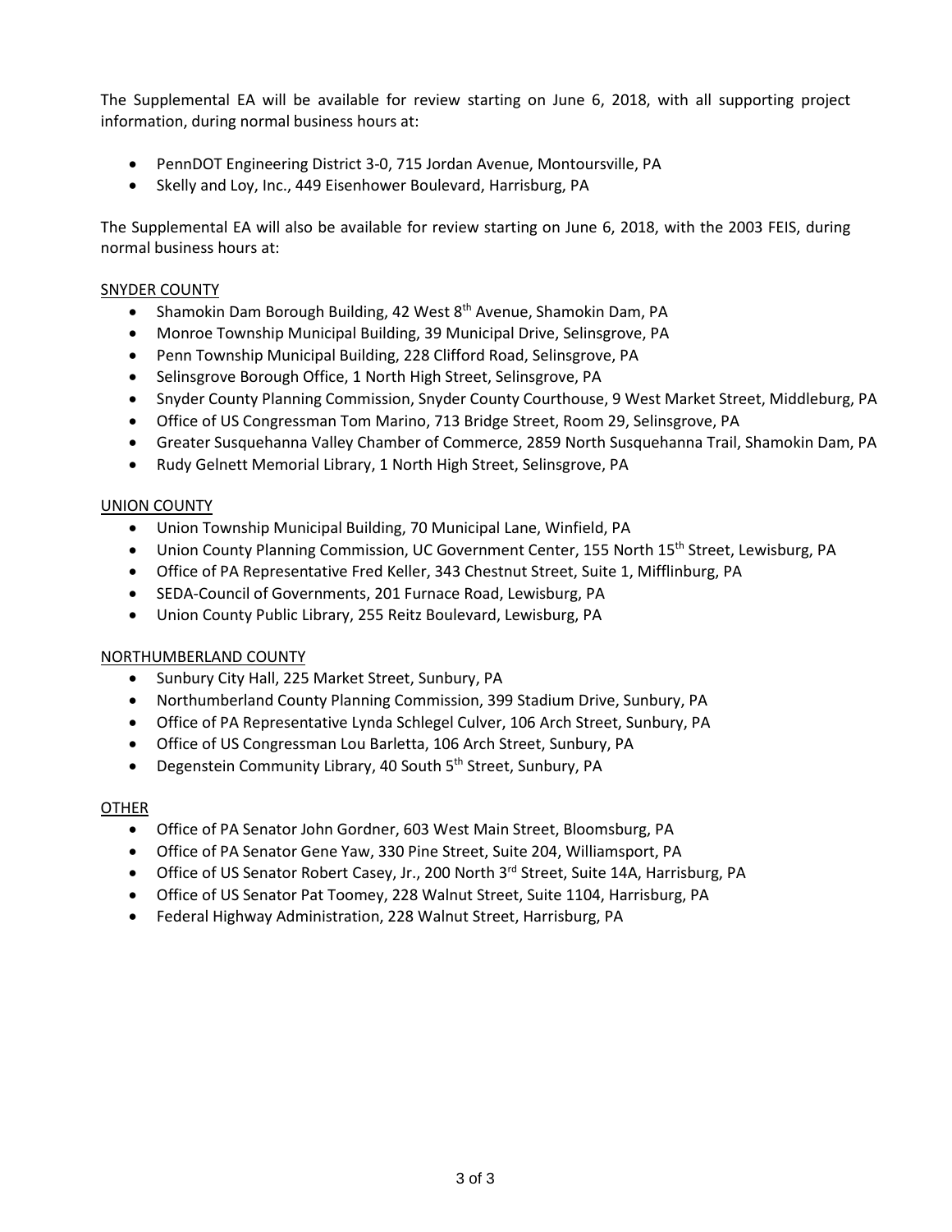The Supplemental EA will be available for review starting on June 6, 2018, with all supporting project information, during normal business hours at:

- PennDOT Engineering District 3-0, 715 Jordan Avenue, Montoursville, PA
- Skelly and Loy, Inc., 449 Eisenhower Boulevard, Harrisburg, PA

The Supplemental EA will also be available for review starting on June 6, 2018, with the 2003 FEIS, during normal business hours at:

SNYDER COUNTY

- Shamokin Dam Borough Building, 42 West 8th Avenue, Shamokin Dam, PA
- Monroe Township Municipal Building, 39 Municipal Drive, Selinsgrove, PA
- Penn Township Municipal Building, 228 Clifford Road, Selinsgrove, PA
- Selinsgrove Borough Office, 1 North High Street, Selinsgrove, PA
- Snyder County Planning Commission, Snyder County Courthouse, 9 West Market Street, Middleburg, PA
- Office of US Congressman Tom Marino, 713 Bridge Street, Room 29, Selinsgrove, PA
- Greater Susquehanna Valley Chamber of Commerce, 2859 North Susquehanna Trail, Shamokin Dam, PA
- Rudy Gelnett Memorial Library, 1 North High Street, Selinsgrove, PA

UNION COUNTY

- Union Township Municipal Building, 70 Municipal Lane, Winfield, PA
- Union County Planning Commission, UC Government Center, 155 North 15th Street, Lewisburg, PA
- Office of PA Representative Fred Keller, 343 Chestnut Street, Suite 1, Mifflinburg, PA
- SEDA-Council of Governments, 201 Furnace Road, Lewisburg, PA
- Union County Public Library, 255 Reitz Boulevard, Lewisburg, PA

NORTHUMBERLAND COUNTY

- Sunbury City Hall, 225 Market Street, Sunbury, PA
- Northumberland County Planning Commission, 399 Stadium Drive, Sunbury, PA
- Office of PA Representative Lynda Schlegel Culver, 106 Arch Street, Sunbury, PA
- Office of US Congressman Lou Barletta, 106 Arch Street, Sunbury, PA
- Degenstein Community Library, 40 South 5th Street, Sunbury, PA

OTHER

- Office of PA Senator John Gordner, 603 West Main Street, Bloomsburg, PA
- Office of PA Senator Gene Yaw, 330 Pine Street, Suite 204, Williamsport, PA
- Office of US Senator Robert Casey, Jr., 200 North 3rd Street, Suite 14A, Harrisburg, PA
- Office of US Senator Pat Toomey, 228 Walnut Street, Suite 1104, Harrisburg, PA
- Federal Highway Administration, 228 Walnut Street, Harrisburg, PA